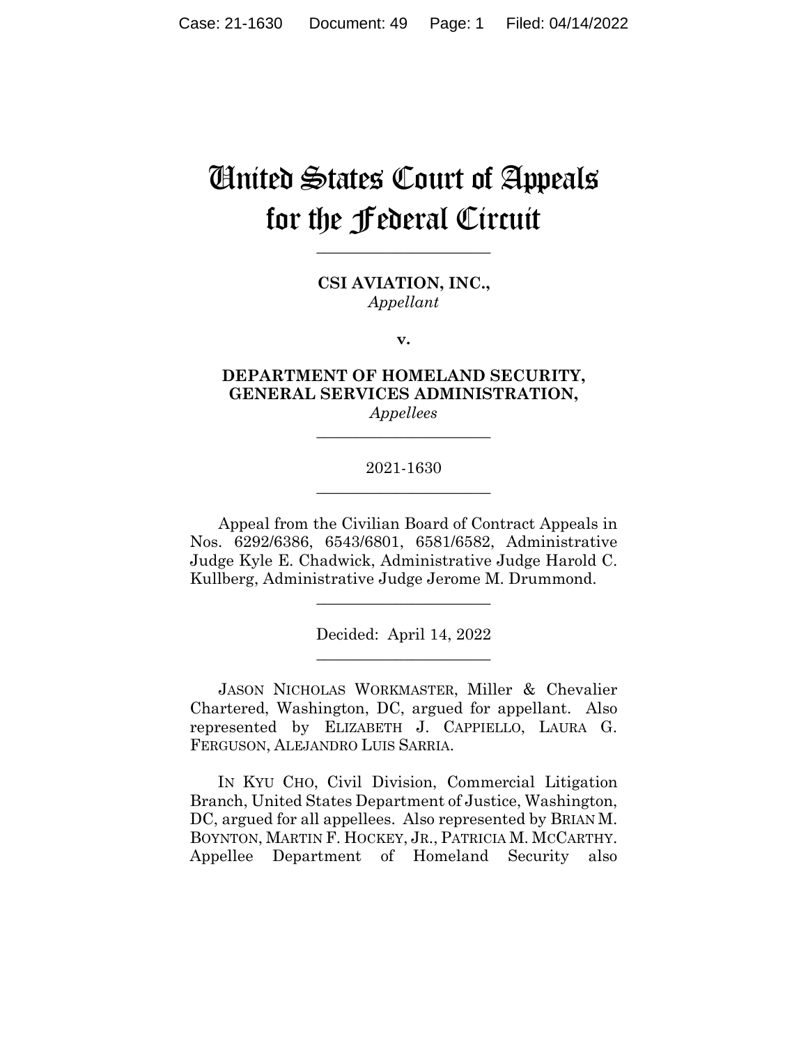# United States Court of Appeals for the Federal Circuit

______________________

**CSI AVIATION, INC.,**
*Appellant*

**v.**

**DEPARTMENT OF HOMELAND SECURITY, GENERAL SERVICES ADMINISTRATION,**
*Appellees*

______________________

2021-1630

______________________

Appeal from the Civilian Board of Contract Appeals in Nos. 6292/6386, 6543/6801, 6581/6582, Administrative Judge Kyle E. Chadwick, Administrative Judge Harold C. Kullberg, Administrative Judge Jerome M. Drummond.

______________________

Decided: April 14, 2022

______________________

JASON NICHOLAS WORKMASTER, Miller & Chevalier Chartered, Washington, DC, argued for appellant. Also represented by ELIZABETH J. CAPPIELLO, LAURA G. FERGUSON, ALEJANDRO LUIS SARRIA.

IN KYU CHO, Civil Division, Commercial Litigation Branch, United States Department of Justice, Washington, DC, argued for all appellees. Also represented by BRIAN M. BOYNTON, MARTIN F. HOCKEY, JR., PATRICIA M. MCCARTHY. Appellee Department of Homeland Security also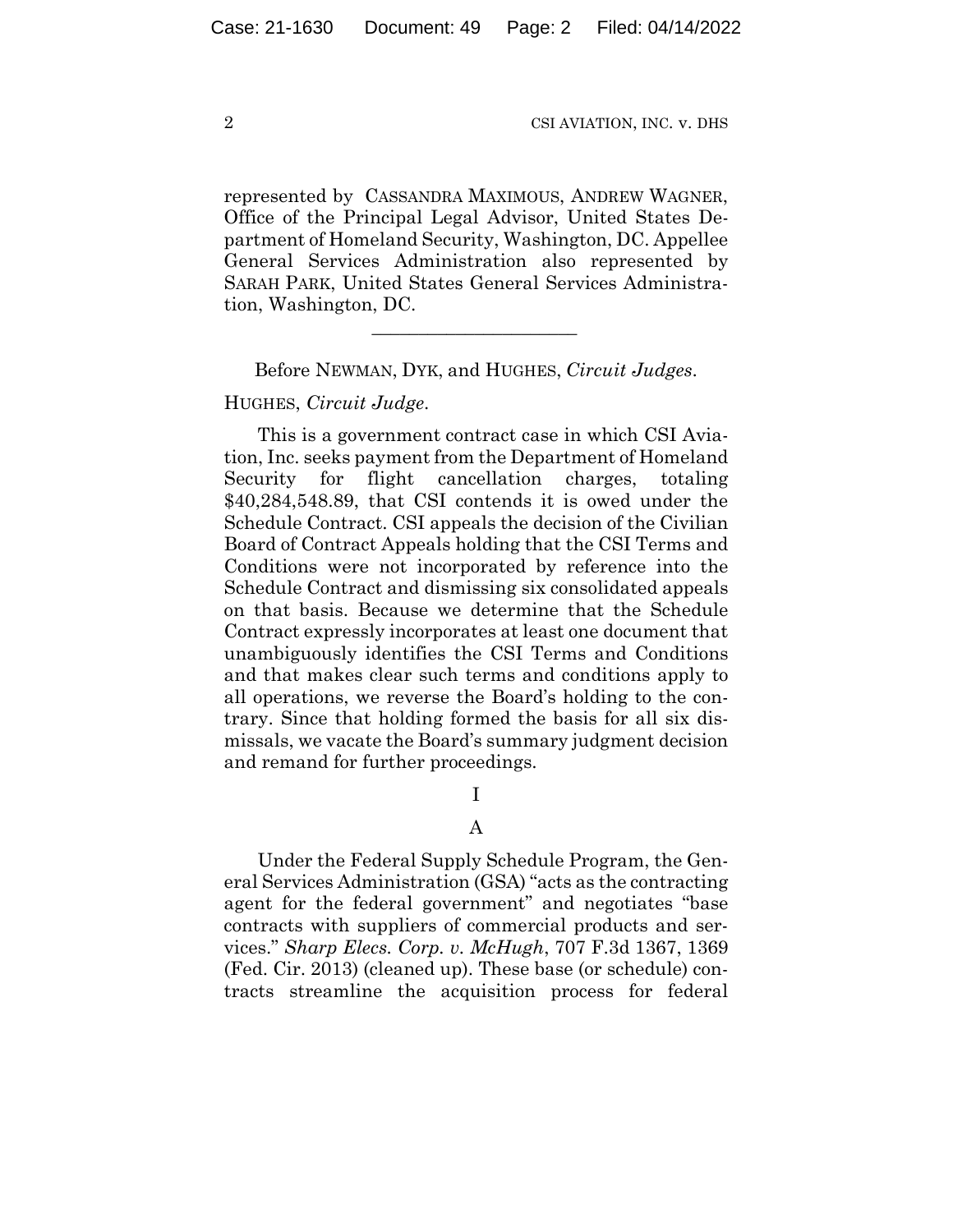represented by CASSANDRA MAXIMOUS, ANDREW WAGNER, Office of the Principal Legal Advisor, United States Department of Homeland Security, Washington, DC. Appellee General Services Administration also represented by SARAH PARK, United States General Services Administration, Washington, DC.

---

Before NEWMAN, DYK, and HUGHES, *Circuit Judges*.

HUGHES, *Circuit Judge*.

This is a government contract case in which CSI Aviation, Inc. seeks payment from the Department of Homeland Security for flight cancellation charges, totaling $40,284,548.89, that CSI contends it is owed under the Schedule Contract. CSI appeals the decision of the Civilian Board of Contract Appeals holding that the CSI Terms and Conditions were not incorporated by reference into the Schedule Contract and dismissing six consolidated appeals on that basis. Because we determine that the Schedule Contract expressly incorporates at least one document that unambiguously identifies the CSI Terms and Conditions and that makes clear such terms and conditions apply to all operations, we reverse the Board's holding to the contrary. Since that holding formed the basis for all six dismissals, we vacate the Board's summary judgment decision and remand for further proceedings.

# I

## A

Under the Federal Supply Schedule Program, the General Services Administration (GSA) "acts as the contracting agent for the federal government" and negotiates "base contracts with suppliers of commercial products and services." *Sharp Elecs. Corp. v. McHugh*, 707 F.3d 1367, 1369 (Fed. Cir. 2013) (cleaned up). These base (or schedule) contracts streamline the acquisition process for federal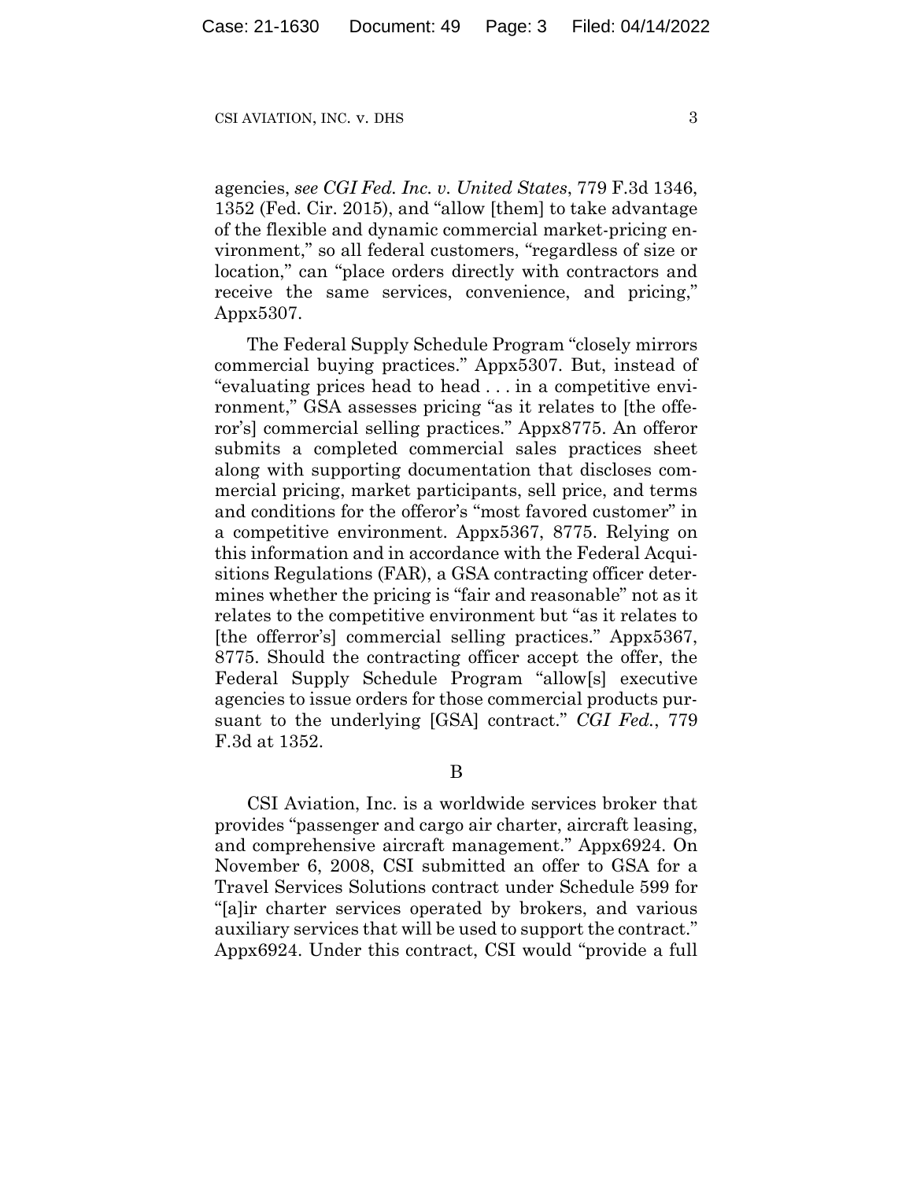agencies, *see CGI Fed. Inc. v. United States*, 779 F.3d 1346, 1352 (Fed. Cir. 2015), and "allow [them] to take advantage of the flexible and dynamic commercial market-pricing environment," so all federal customers, "regardless of size or location," can "place orders directly with contractors and receive the same services, convenience, and pricing," Appx5307.

The Federal Supply Schedule Program "closely mirrors commercial buying practices." Appx5307. But, instead of "evaluating prices head to head . . . in a competitive environment," GSA assesses pricing "as it relates to [the offeror's] commercial selling practices." Appx8775. An offeror submits a completed commercial sales practices sheet along with supporting documentation that discloses commercial pricing, market participants, sell price, and terms and conditions for the offeror's "most favored customer" in a competitive environment. Appx5367, 8775. Relying on this information and in accordance with the Federal Acquisitions Regulations (FAR), a GSA contracting officer determines whether the pricing is "fair and reasonable" not as it relates to the competitive environment but "as it relates to [the offerror's] commercial selling practices." Appx5367, 8775. Should the contracting officer accept the offer, the Federal Supply Schedule Program "allow[s] executive agencies to issue orders for those commercial products pursuant to the underlying [GSA] contract." *CGI Fed.*, 779 F.3d at 1352.

B

CSI Aviation, Inc. is a worldwide services broker that provides "passenger and cargo air charter, aircraft leasing, and comprehensive aircraft management." Appx6924. On November 6, 2008, CSI submitted an offer to GSA for a Travel Services Solutions contract under Schedule 599 for "[a]ir charter services operated by brokers, and various auxiliary services that will be used to support the contract." Appx6924. Under this contract, CSI would "provide a full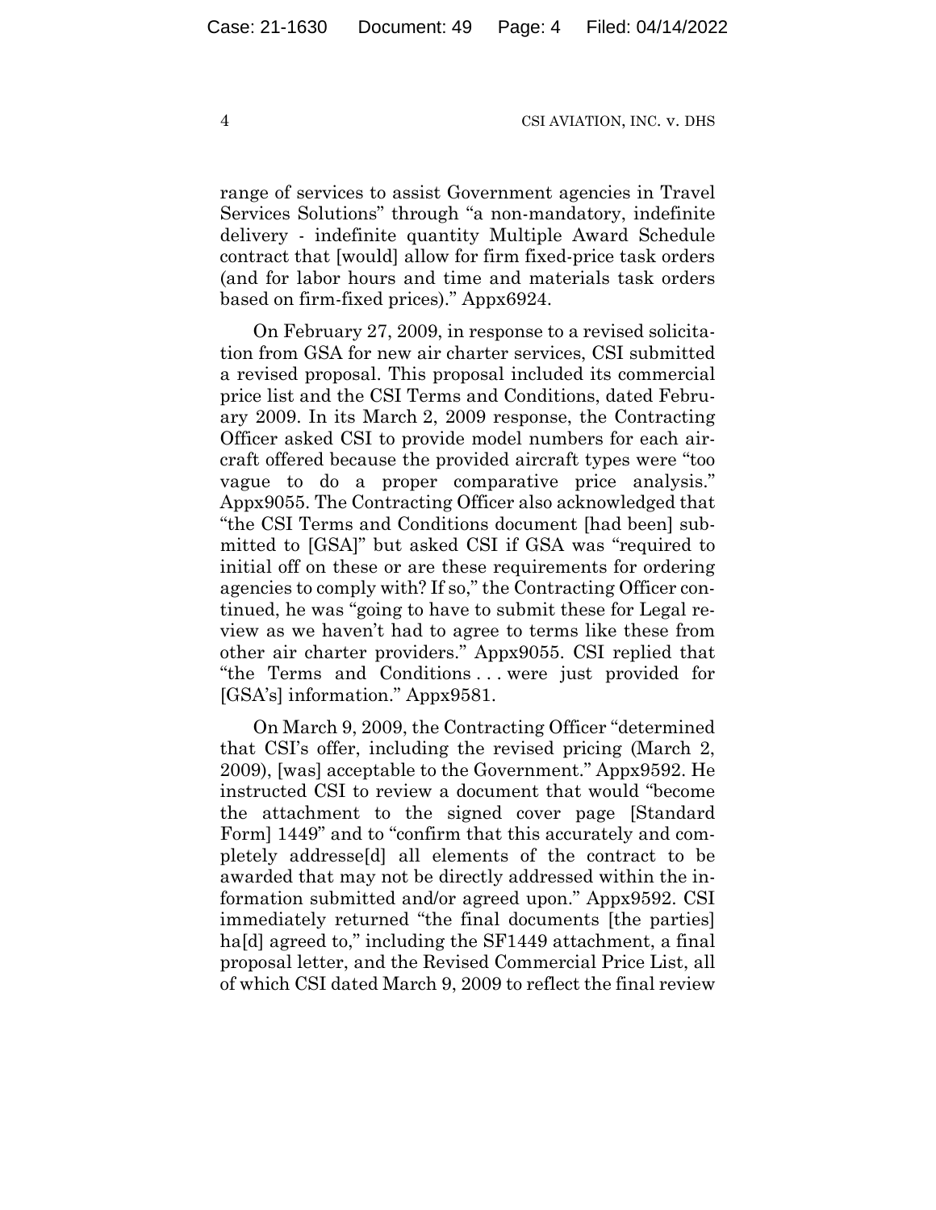range of services to assist Government agencies in Travel Services Solutions" through "a non-mandatory, indefinite delivery - indefinite quantity Multiple Award Schedule contract that [would] allow for firm fixed-price task orders (and for labor hours and time and materials task orders based on firm-fixed prices)." Appx6924.

On February 27, 2009, in response to a revised solicitation from GSA for new air charter services, CSI submitted a revised proposal. This proposal included its commercial price list and the CSI Terms and Conditions, dated February 2009. In its March 2, 2009 response, the Contracting Officer asked CSI to provide model numbers for each aircraft offered because the provided aircraft types were "too vague to do a proper comparative price analysis." Appx9055. The Contracting Officer also acknowledged that "the CSI Terms and Conditions document [had been] submitted to [GSA]" but asked CSI if GSA was "required to initial off on these or are these requirements for ordering agencies to comply with? If so," the Contracting Officer continued, he was "going to have to submit these for Legal review as we haven't had to agree to terms like these from other air charter providers." Appx9055. CSI replied that "the Terms and Conditions . . . were just provided for [GSA's] information." Appx9581.

On March 9, 2009, the Contracting Officer "determined that CSI's offer, including the revised pricing (March 2, 2009), [was] acceptable to the Government." Appx9592. He instructed CSI to review a document that would "become the attachment to the signed cover page [Standard Form] 1449" and to "confirm that this accurately and completely addresse[d] all elements of the contract to be awarded that may not be directly addressed within the information submitted and/or agreed upon." Appx9592. CSI immediately returned "the final documents [the parties] ha[d] agreed to," including the SF1449 attachment, a final proposal letter, and the Revised Commercial Price List, all of which CSI dated March 9, 2009 to reflect the final review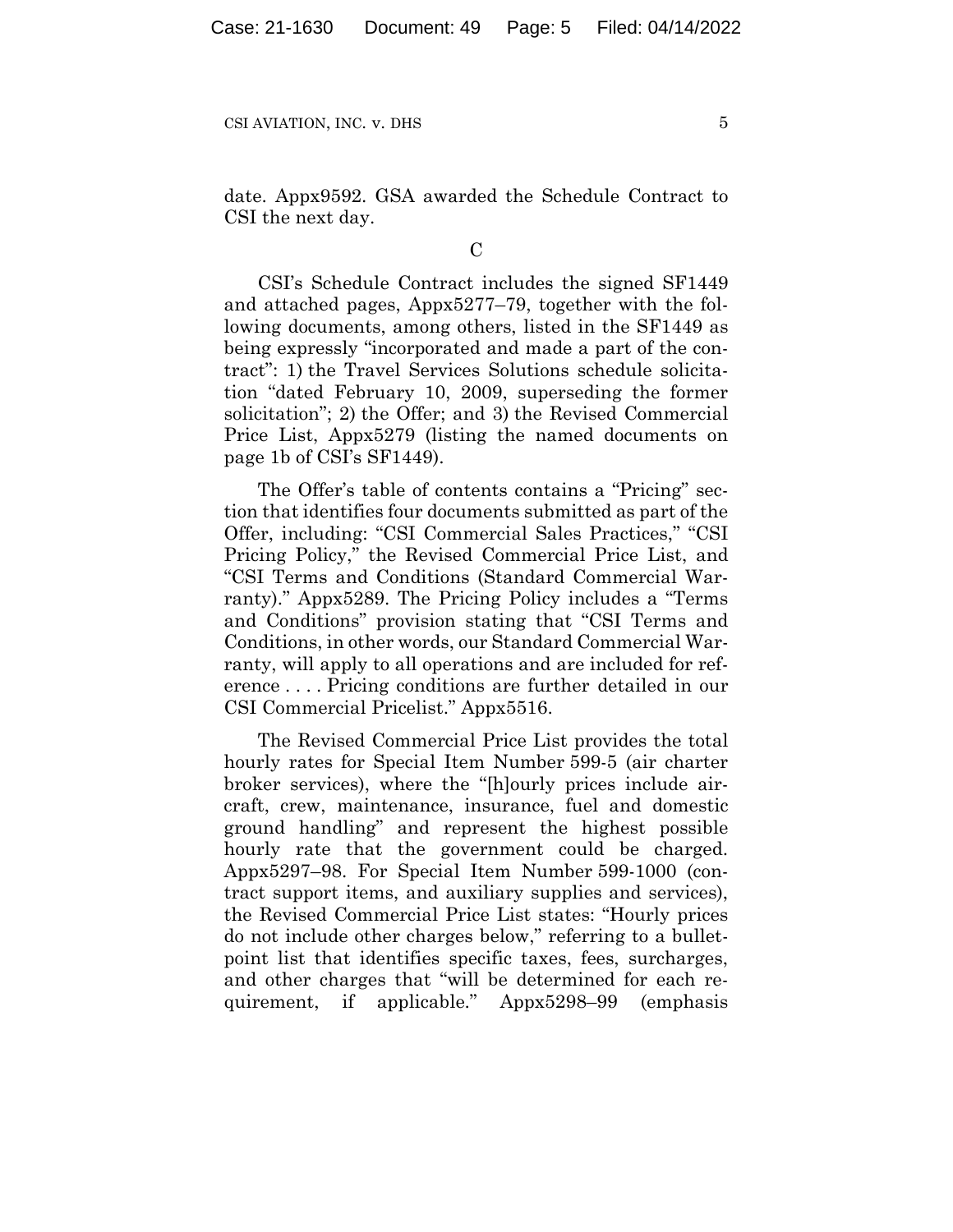date. Appx9592. GSA awarded the Schedule Contract to CSI the next day.

C

CSI's Schedule Contract includes the signed SF1449 and attached pages, Appx5277–79, together with the following documents, among others, listed in the SF1449 as being expressly "incorporated and made a part of the contract": 1) the Travel Services Solutions schedule solicitation "dated February 10, 2009, superseding the former solicitation"; 2) the Offer; and 3) the Revised Commercial Price List, Appx5279 (listing the named documents on page 1b of CSI's SF1449).

The Offer's table of contents contains a "Pricing" section that identifies four documents submitted as part of the Offer, including: "CSI Commercial Sales Practices," "CSI Pricing Policy," the Revised Commercial Price List, and "CSI Terms and Conditions (Standard Commercial Warranty)." Appx5289. The Pricing Policy includes a "Terms and Conditions" provision stating that "CSI Terms and Conditions, in other words, our Standard Commercial Warranty, will apply to all operations and are included for reference . . . . Pricing conditions are further detailed in our CSI Commercial Pricelist." Appx5516.

The Revised Commercial Price List provides the total hourly rates for Special Item Number 599-5 (air charter broker services), where the "[h]ourly prices include aircraft, crew, maintenance, insurance, fuel and domestic ground handling" and represent the highest possible hourly rate that the government could be charged. Appx5297–98. For Special Item Number 599-1000 (contract support items, and auxiliary supplies and services), the Revised Commercial Price List states: "Hourly prices do not include other charges below," referring to a bullet-point list that identifies specific taxes, fees, surcharges, and other charges that "will be determined for each requirement, if applicable." Appx5298–99 (emphasis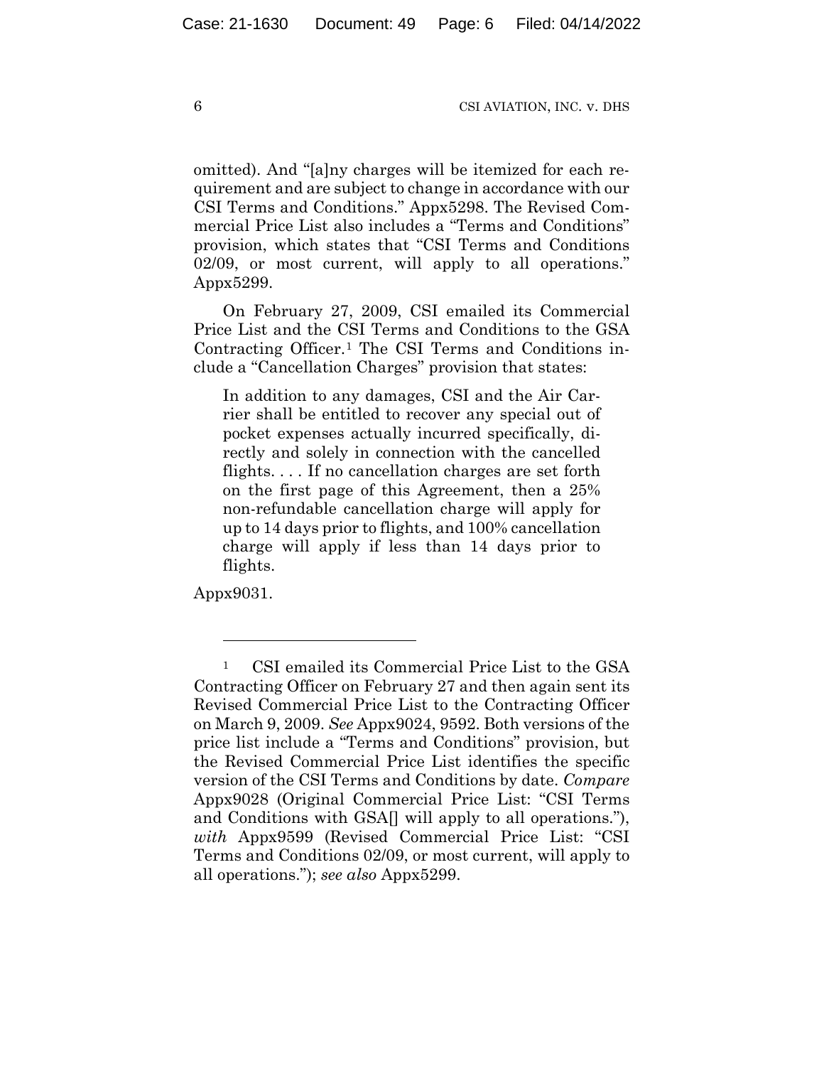omitted). And "[a]ny charges will be itemized for each requirement and are subject to change in accordance with our CSI Terms and Conditions." Appx5298. The Revised Commercial Price List also includes a "Terms and Conditions" provision, which states that "CSI Terms and Conditions 02/09, or most current, will apply to all operations." Appx5299.

On February 27, 2009, CSI emailed its Commercial Price List and the CSI Terms and Conditions to the GSA Contracting Officer.[1] The CSI Terms and Conditions include a "Cancellation Charges" provision that states:

> In addition to any damages, CSI and the Air Carrier shall be entitled to recover any special out of pocket expenses actually incurred specifically, directly and solely in connection with the cancelled flights. . . . If no cancellation charges are set forth on the first page of this Agreement, then a 25% non-refundable cancellation charge will apply for up to 14 days prior to flights, and 100% cancellation charge will apply if less than 14 days prior to flights.

Appx9031.

---

[1] CSI emailed its Commercial Price List to the GSA Contracting Officer on February 27 and then again sent its Revised Commercial Price List to the Contracting Officer on March 9, 2009. *See* Appx9024, 9592. Both versions of the price list include a "Terms and Conditions" provision, but the Revised Commercial Price List identifies the specific version of the CSI Terms and Conditions by date. *Compare* Appx9028 (Original Commercial Price List: "CSI Terms and Conditions with GSA[] will apply to all operations."), *with* Appx9599 (Revised Commercial Price List: "CSI Terms and Conditions 02/09, or most current, will apply to all operations."); *see also* Appx5299.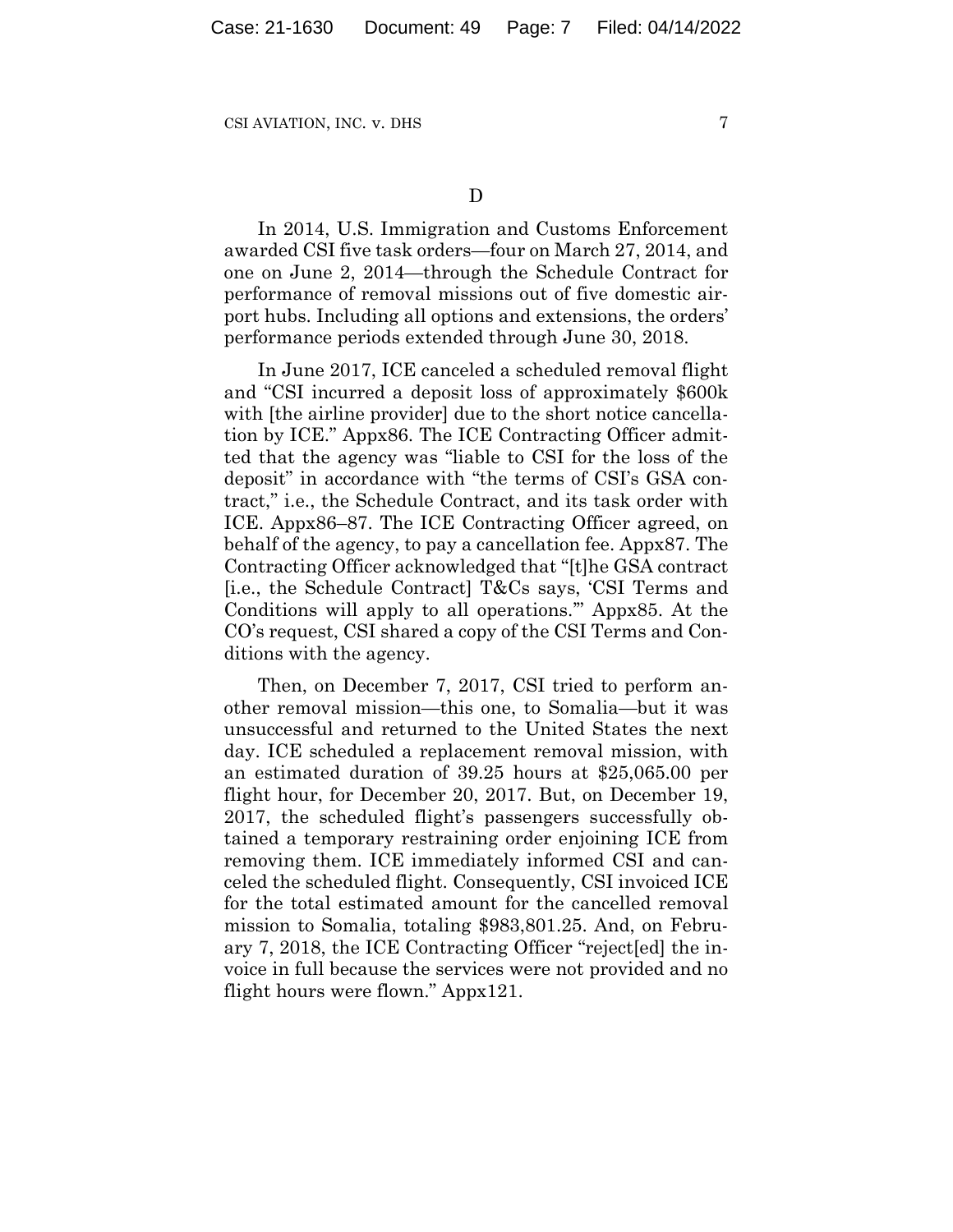D

In 2014, U.S. Immigration and Customs Enforcement awarded CSI five task orders—four on March 27, 2014, and one on June 2, 2014—through the Schedule Contract for performance of removal missions out of five domestic airport hubs. Including all options and extensions, the orders' performance periods extended through June 30, 2018.

In June 2017, ICE canceled a scheduled removal flight and "CSI incurred a deposit loss of approximately $600k with [the airline provider] due to the short notice cancellation by ICE." Appx86. The ICE Contracting Officer admitted that the agency was "liable to CSI for the loss of the deposit" in accordance with "the terms of CSI's GSA contract," i.e., the Schedule Contract, and its task order with ICE. Appx86–87. The ICE Contracting Officer agreed, on behalf of the agency, to pay a cancellation fee. Appx87. The Contracting Officer acknowledged that "[t]he GSA contract [i.e., the Schedule Contract] T&Cs says, 'CSI Terms and Conditions will apply to all operations.'" Appx85. At the CO's request, CSI shared a copy of the CSI Terms and Conditions with the agency.

Then, on December 7, 2017, CSI tried to perform another removal mission—this one, to Somalia—but it was unsuccessful and returned to the United States the next day. ICE scheduled a replacement removal mission, with an estimated duration of 39.25 hours at $25,065.00 per flight hour, for December 20, 2017. But, on December 19, 2017, the scheduled flight's passengers successfully obtained a temporary restraining order enjoining ICE from removing them. ICE immediately informed CSI and canceled the scheduled flight. Consequently, CSI invoiced ICE for the total estimated amount for the cancelled removal mission to Somalia, totaling $983,801.25. And, on February 7, 2018, the ICE Contracting Officer "reject[ed] the invoice in full because the services were not provided and no flight hours were flown." Appx121.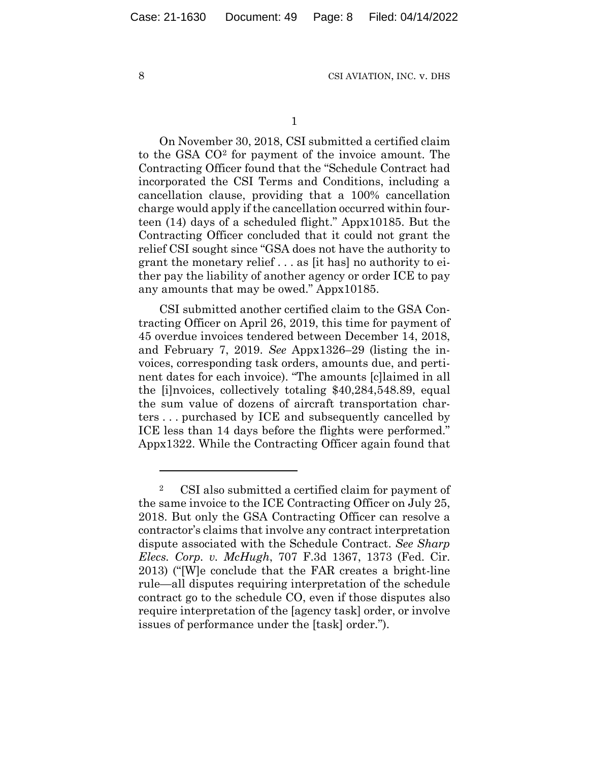1

On November 30, 2018, CSI submitted a certified claim to the GSA CO[2] for payment of the invoice amount. The Contracting Officer found that the "Schedule Contract had incorporated the CSI Terms and Conditions, including a cancellation clause, providing that a 100% cancellation charge would apply if the cancellation occurred within fourteen (14) days of a scheduled flight." Appx10185. But the Contracting Officer concluded that it could not grant the relief CSI sought since "GSA does not have the authority to grant the monetary relief . . . as [it has] no authority to either pay the liability of another agency or order ICE to pay any amounts that may be owed." Appx10185.

CSI submitted another certified claim to the GSA Contracting Officer on April 26, 2019, this time for payment of 45 overdue invoices tendered between December 14, 2018, and February 7, 2019. *See* Appx1326–29 (listing the invoices, corresponding task orders, amounts due, and pertinent dates for each invoice). "The amounts [c]laimed in all the [i]nvoices, collectively totaling $40,284,548.89, equal the sum value of dozens of aircraft transportation charters . . . purchased by ICE and subsequently cancelled by ICE less than 14 days before the flights were performed." Appx1322. While the Contracting Officer again found that

---

[2] CSI also submitted a certified claim for payment of the same invoice to the ICE Contracting Officer on July 25, 2018. But only the GSA Contracting Officer can resolve a contractor's claims that involve any contract interpretation dispute associated with the Schedule Contract. *See Sharp Elecs. Corp. v. McHugh*, 707 F.3d 1367, 1373 (Fed. Cir. 2013) ("[W]e conclude that the FAR creates a bright-line rule—all disputes requiring interpretation of the schedule contract go to the schedule CO, even if those disputes also require interpretation of the [agency task] order, or involve issues of performance under the [task] order.").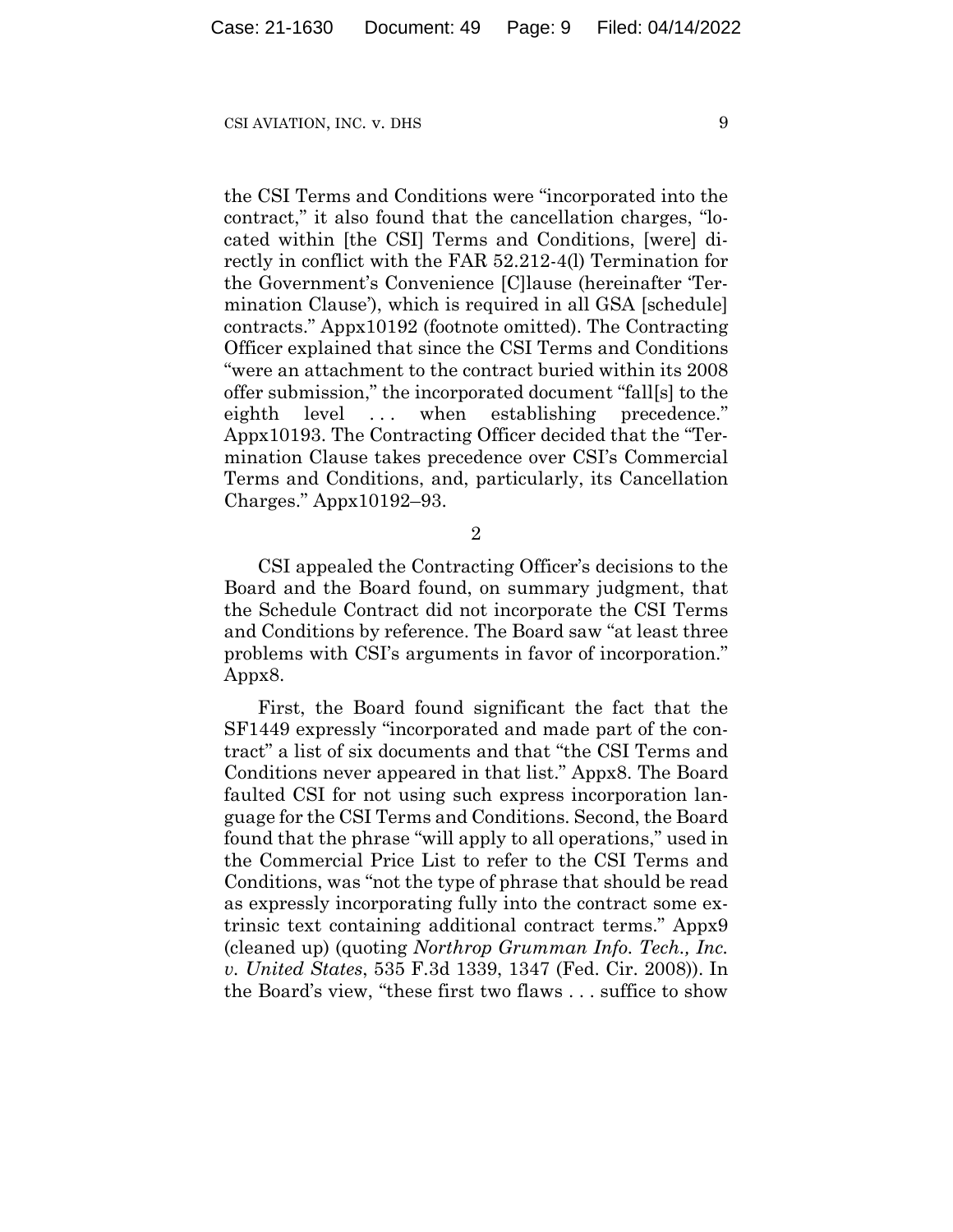the CSI Terms and Conditions were "incorporated into the contract," it also found that the cancellation charges, "located within [the CSI] Terms and Conditions, [were] directly in conflict with the FAR 52.212-4(l) Termination for the Government's Convenience [C]lause (hereinafter 'Termination Clause'), which is required in all GSA [schedule] contracts." Appx10192 (footnote omitted). The Contracting Officer explained that since the CSI Terms and Conditions "were an attachment to the contract buried within its 2008 offer submission," the incorporated document "fall[s] to the eighth level . . . when establishing precedence." Appx10193. The Contracting Officer decided that the "Termination Clause takes precedence over CSI's Commercial Terms and Conditions, and, particularly, its Cancellation Charges." Appx10192–93.

2

CSI appealed the Contracting Officer's decisions to the Board and the Board found, on summary judgment, that the Schedule Contract did not incorporate the CSI Terms and Conditions by reference. The Board saw "at least three problems with CSI's arguments in favor of incorporation." Appx8.

First, the Board found significant the fact that the SF1449 expressly "incorporated and made part of the contract" a list of six documents and that "the CSI Terms and Conditions never appeared in that list." Appx8. The Board faulted CSI for not using such express incorporation language for the CSI Terms and Conditions. Second, the Board found that the phrase "will apply to all operations," used in the Commercial Price List to refer to the CSI Terms and Conditions, was "not the type of phrase that should be read as expressly incorporating fully into the contract some extrinsic text containing additional contract terms." Appx9 (cleaned up) (quoting *Northrop Grumman Info. Tech., Inc. v. United States*, 535 F.3d 1339, 1347 (Fed. Cir. 2008)). In the Board's view, "these first two flaws . . . suffice to show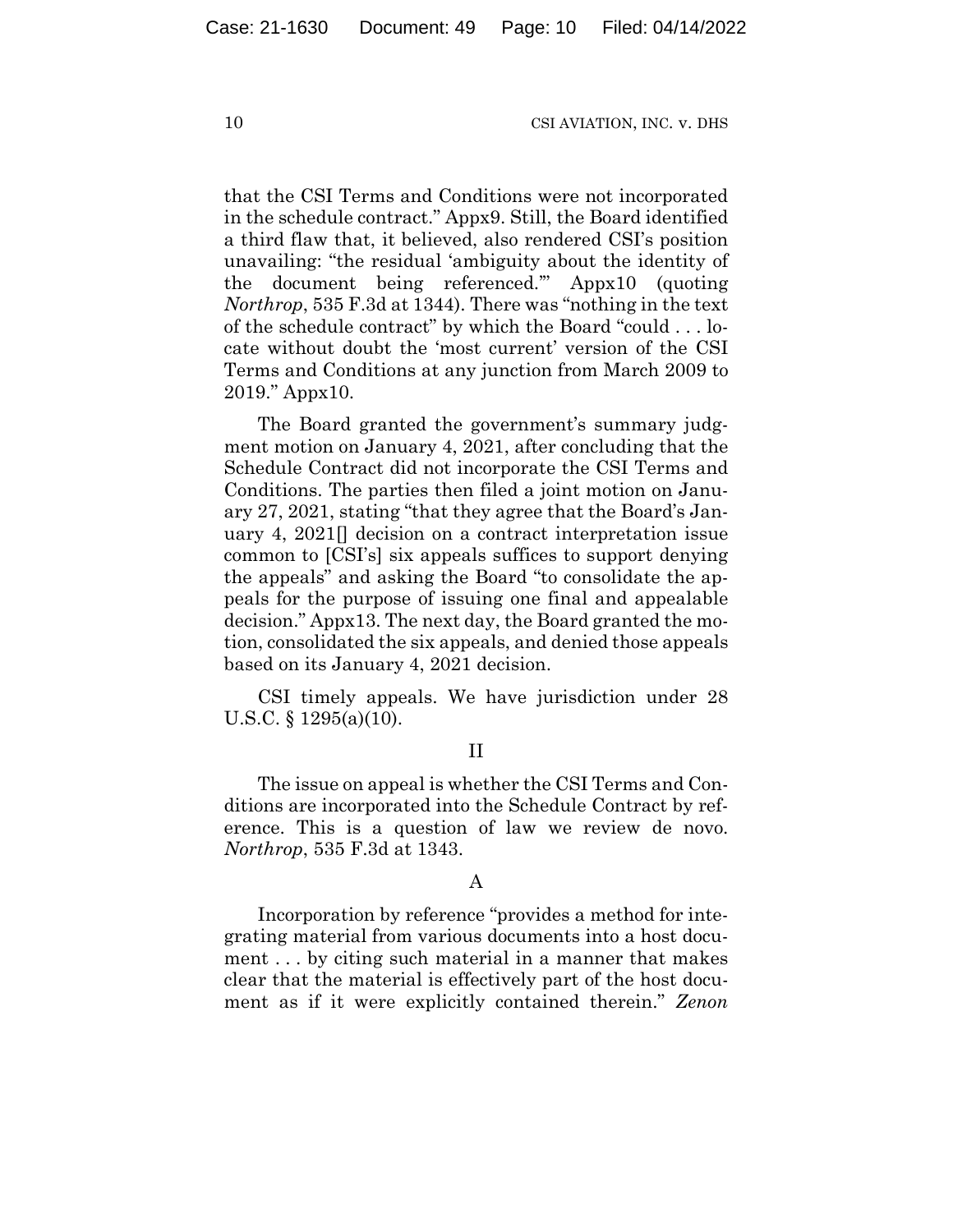that the CSI Terms and Conditions were not incorporated in the schedule contract." Appx9. Still, the Board identified a third flaw that, it believed, also rendered CSI's position unavailing: "the residual 'ambiguity about the identity of the document being referenced.'" Appx10 (quoting *Northrop*, 535 F.3d at 1344). There was "nothing in the text of the schedule contract" by which the Board "could . . . locate without doubt the 'most current' version of the CSI Terms and Conditions at any junction from March 2009 to 2019." Appx10.

The Board granted the government's summary judgment motion on January 4, 2021, after concluding that the Schedule Contract did not incorporate the CSI Terms and Conditions. The parties then filed a joint motion on January 27, 2021, stating "that they agree that the Board's January 4, 2021[] decision on a contract interpretation issue common to [CSI's] six appeals suffices to support denying the appeals" and asking the Board "to consolidate the appeals for the purpose of issuing one final and appealable decision." Appx13. The next day, the Board granted the motion, consolidated the six appeals, and denied those appeals based on its January 4, 2021 decision.

CSI timely appeals. We have jurisdiction under 28 U.S.C. § 1295(a)(10).

## II

The issue on appeal is whether the CSI Terms and Conditions are incorporated into the Schedule Contract by reference. This is a question of law we review de novo. *Northrop*, 535 F.3d at 1343.

### A

Incorporation by reference "provides a method for integrating material from various documents into a host document . . . by citing such material in a manner that makes clear that the material is effectively part of the host document as if it were explicitly contained therein." *Zenon*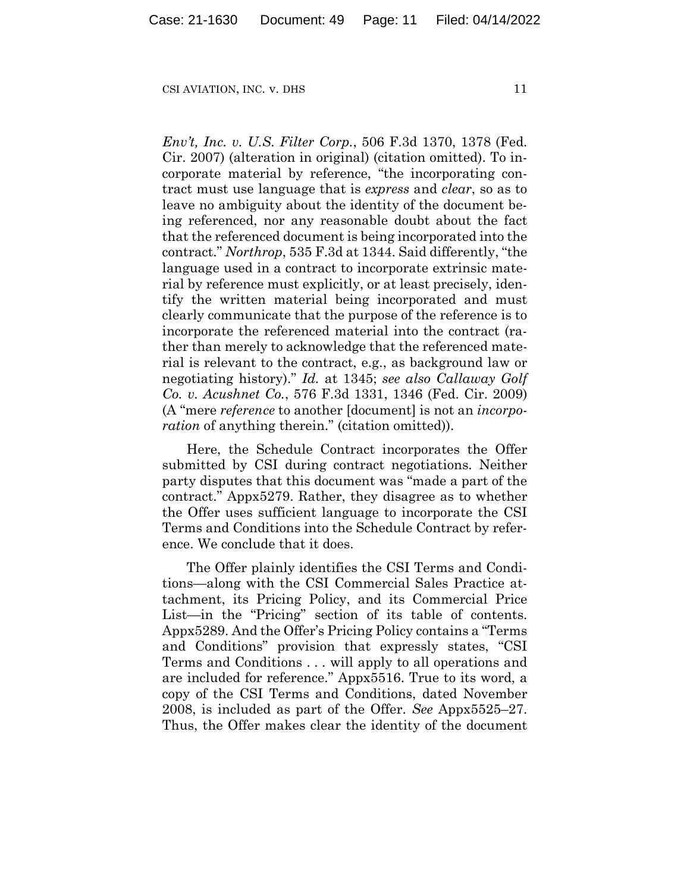*Env't, Inc. v. U.S. Filter Corp.*, 506 F.3d 1370, 1378 (Fed. Cir. 2007) (alteration in original) (citation omitted). To incorporate material by reference, "the incorporating contract must use language that is *express* and *clear*, so as to leave no ambiguity about the identity of the document being referenced, nor any reasonable doubt about the fact that the referenced document is being incorporated into the contract." *Northrop*, 535 F.3d at 1344. Said differently, "the language used in a contract to incorporate extrinsic material by reference must explicitly, or at least precisely, identify the written material being incorporated and must clearly communicate that the purpose of the reference is to incorporate the referenced material into the contract (rather than merely to acknowledge that the referenced material is relevant to the contract, e.g., as background law or negotiating history)." *Id.* at 1345; *see also Callaway Golf Co. v. Acushnet Co.*, 576 F.3d 1331, 1346 (Fed. Cir. 2009) (A "mere *reference* to another [document] is not an *incorporation* of anything therein." (citation omitted)).

Here, the Schedule Contract incorporates the Offer submitted by CSI during contract negotiations. Neither party disputes that this document was "made a part of the contract." Appx5279. Rather, they disagree as to whether the Offer uses sufficient language to incorporate the CSI Terms and Conditions into the Schedule Contract by reference. We conclude that it does.

The Offer plainly identifies the CSI Terms and Conditions—along with the CSI Commercial Sales Practice attachment, its Pricing Policy, and its Commercial Price List—in the "Pricing" section of its table of contents. Appx5289. And the Offer's Pricing Policy contains a "Terms and Conditions" provision that expressly states, "CSI Terms and Conditions . . . will apply to all operations and are included for reference." Appx5516. True to its word, a copy of the CSI Terms and Conditions, dated November 2008, is included as part of the Offer. *See* Appx5525–27. Thus, the Offer makes clear the identity of the document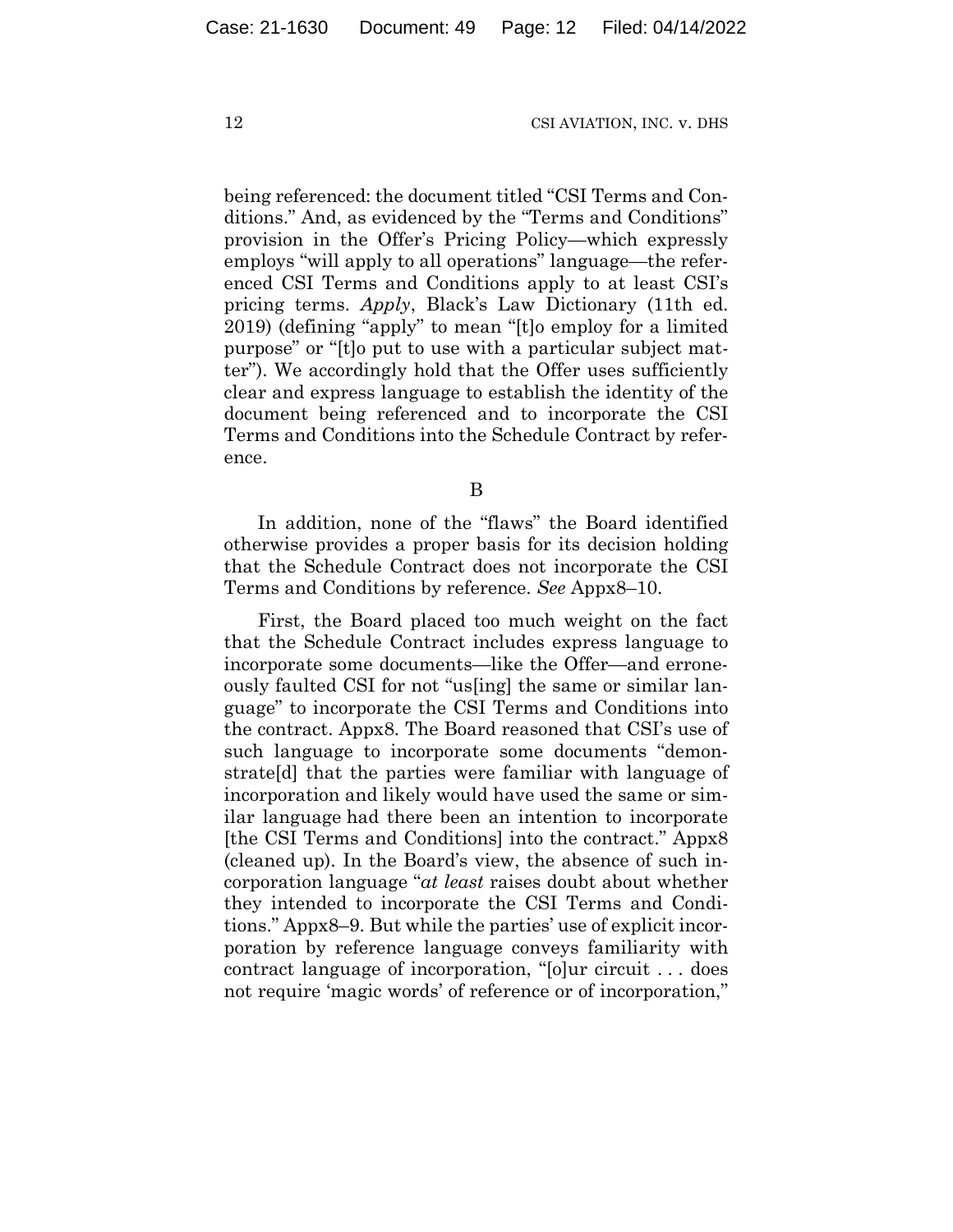being referenced: the document titled "CSI Terms and Conditions." And, as evidenced by the "Terms and Conditions" provision in the Offer's Pricing Policy—which expressly employs "will apply to all operations" language—the referenced CSI Terms and Conditions apply to at least CSI's pricing terms. *Apply*, Black's Law Dictionary (11th ed. 2019) (defining "apply" to mean "[t]o employ for a limited purpose" or "[t]o put to use with a particular subject matter"). We accordingly hold that the Offer uses sufficiently clear and express language to establish the identity of the document being referenced and to incorporate the CSI Terms and Conditions into the Schedule Contract by reference.

B

In addition, none of the "flaws" the Board identified otherwise provides a proper basis for its decision holding that the Schedule Contract does not incorporate the CSI Terms and Conditions by reference. *See* Appx8–10.

First, the Board placed too much weight on the fact that the Schedule Contract includes express language to incorporate some documents—like the Offer—and erroneously faulted CSI for not "us[ing] the same or similar language" to incorporate the CSI Terms and Conditions into the contract. Appx8. The Board reasoned that CSI's use of such language to incorporate some documents "demonstrate[d] that the parties were familiar with language of incorporation and likely would have used the same or similar language had there been an intention to incorporate [the CSI Terms and Conditions] into the contract." Appx8 (cleaned up). In the Board's view, the absence of such incorporation language "*at least* raises doubt about whether they intended to incorporate the CSI Terms and Conditions." Appx8–9. But while the parties' use of explicit incorporation by reference language conveys familiarity with contract language of incorporation, "[o]ur circuit . . . does not require 'magic words' of reference or of incorporation,"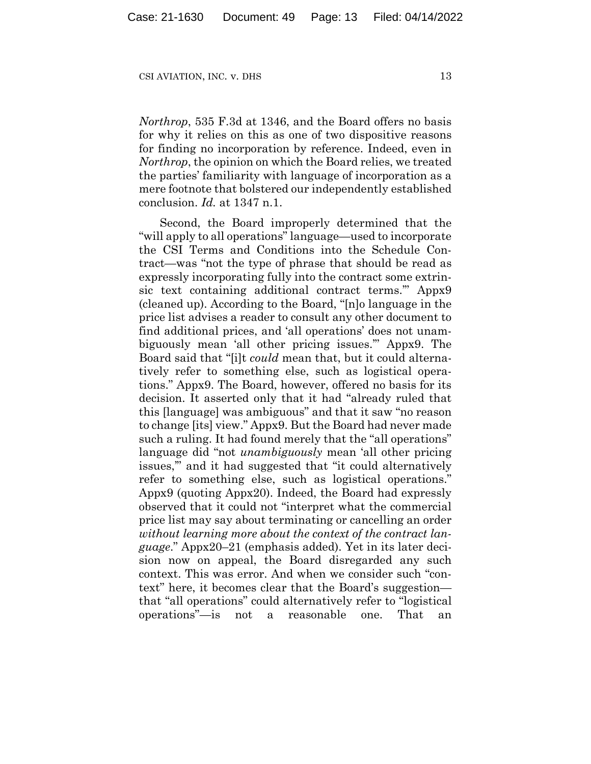*Northrop*, 535 F.3d at 1346, and the Board offers no basis for why it relies on this as one of two dispositive reasons for finding no incorporation by reference. Indeed, even in *Northrop*, the opinion on which the Board relies, we treated the parties' familiarity with language of incorporation as a mere footnote that bolstered our independently established conclusion. *Id.* at 1347 n.1.

Second, the Board improperly determined that the "will apply to all operations" language—used to incorporate the CSI Terms and Conditions into the Schedule Contract—was "not the type of phrase that should be read as expressly incorporating fully into the contract some extrinsic text containing additional contract terms.'" Appx9 (cleaned up). According to the Board, "[n]o language in the price list advises a reader to consult any other document to find additional prices, and 'all operations' does not unambiguously mean 'all other pricing issues.'" Appx9. The Board said that "[i]t *could* mean that, but it could alternatively refer to something else, such as logistical operations." Appx9. The Board, however, offered no basis for its decision. It asserted only that it had "already ruled that this [language] was ambiguous" and that it saw "no reason to change [its] view." Appx9. But the Board had never made such a ruling. It had found merely that the "all operations" language did "not *unambiguously* mean 'all other pricing issues,'" and it had suggested that "it could alternatively refer to something else, such as logistical operations." Appx9 (quoting Appx20). Indeed, the Board had expressly observed that it could not "interpret what the commercial price list may say about terminating or cancelling an order *without learning more about the context of the contract language*." Appx20–21 (emphasis added). Yet in its later decision now on appeal, the Board disregarded any such context. This was error. And when we consider such "context" here, it becomes clear that the Board's suggestion—that "all operations" could alternatively refer to "logistical operations"—is not a reasonable one. That an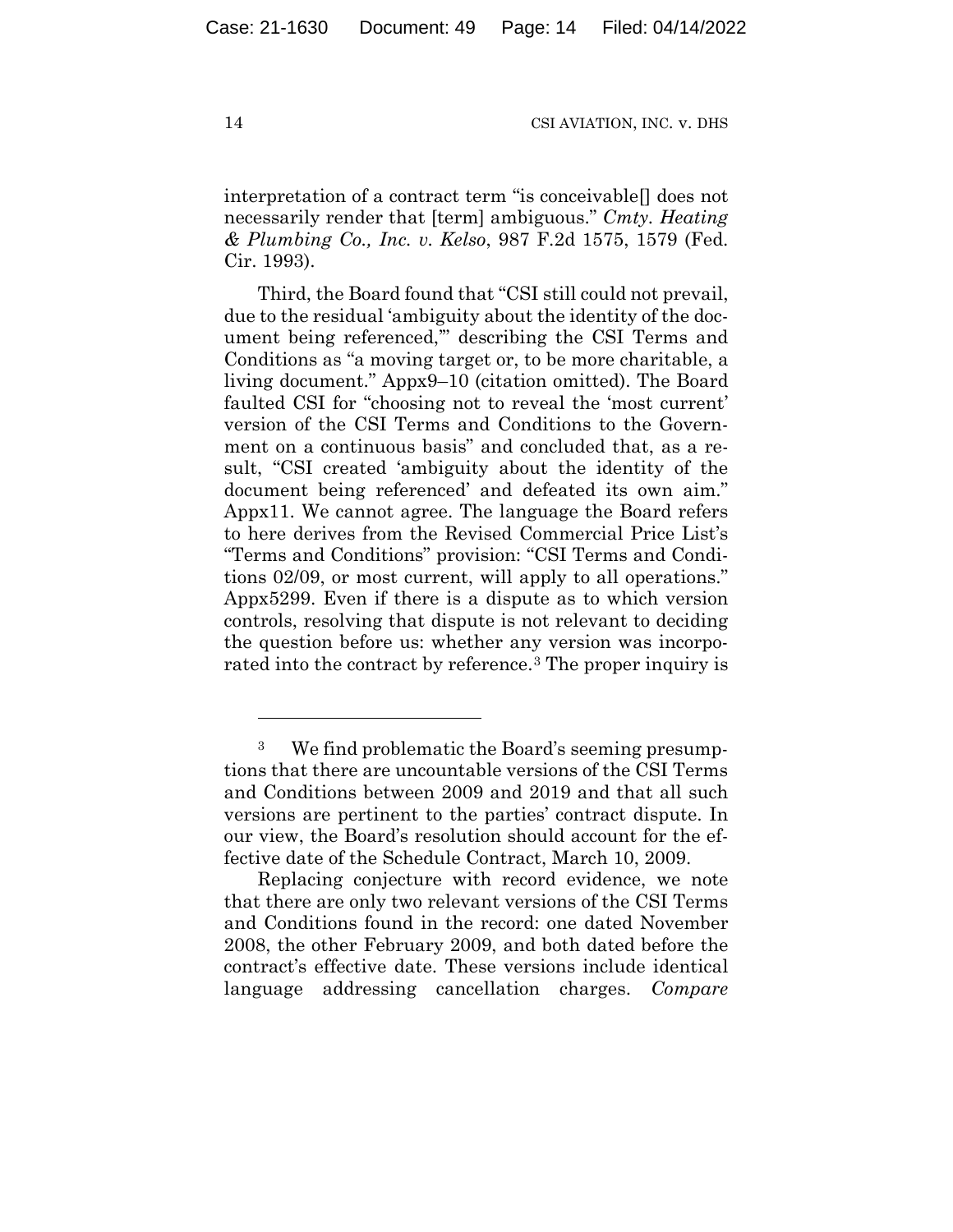interpretation of a contract term "is conceivable[] does not necessarily render that [term] ambiguous." *Cmty. Heating & Plumbing Co., Inc. v. Kelso*, 987 F.2d 1575, 1579 (Fed. Cir. 1993).

Third, the Board found that "CSI still could not prevail, due to the residual 'ambiguity about the identity of the document being referenced,'" describing the CSI Terms and Conditions as "a moving target or, to be more charitable, a living document." Appx9–10 (citation omitted). The Board faulted CSI for "choosing not to reveal the 'most current' version of the CSI Terms and Conditions to the Government on a continuous basis" and concluded that, as a result, "CSI created 'ambiguity about the identity of the document being referenced' and defeated its own aim." Appx11. We cannot agree. The language the Board refers to here derives from the Revised Commercial Price List's "Terms and Conditions" provision: "CSI Terms and Conditions 02/09, or most current, will apply to all operations." Appx5299. Even if there is a dispute as to which version controls, resolving that dispute is not relevant to deciding the question before us: whether any version was incorporated into the contract by reference.[3] The proper inquiry is

---

[3] We find problematic the Board's seeming presumptions that there are uncountable versions of the CSI Terms and Conditions between 2009 and 2019 and that all such versions are pertinent to the parties' contract dispute. In our view, the Board's resolution should account for the effective date of the Schedule Contract, March 10, 2009.

Replacing conjecture with record evidence, we note that there are only two relevant versions of the CSI Terms and Conditions found in the record: one dated November 2008, the other February 2009, and both dated before the contract's effective date. These versions include identical language addressing cancellation charges. *Compare*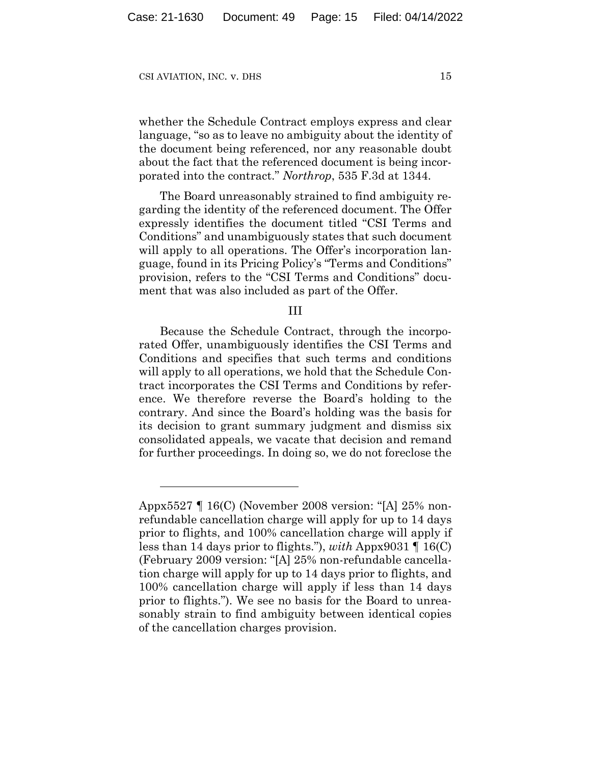whether the Schedule Contract employs express and clear language, "so as to leave no ambiguity about the identity of the document being referenced, nor any reasonable doubt about the fact that the referenced document is being incorporated into the contract." *Northrop*, 535 F.3d at 1344.

The Board unreasonably strained to find ambiguity regarding the identity of the referenced document. The Offer expressly identifies the document titled "CSI Terms and Conditions" and unambiguously states that such document will apply to all operations. The Offer's incorporation language, found in its Pricing Policy's "Terms and Conditions" provision, refers to the "CSI Terms and Conditions" document that was also included as part of the Offer.

## III

Because the Schedule Contract, through the incorporated Offer, unambiguously identifies the CSI Terms and Conditions and specifies that such terms and conditions will apply to all operations, we hold that the Schedule Contract incorporates the CSI Terms and Conditions by reference. We therefore reverse the Board's holding to the contrary. And since the Board's holding was the basis for its decision to grant summary judgment and dismiss six consolidated appeals, we vacate that decision and remand for further proceedings. In doing so, we do not foreclose the

---

Appx5527 ¶ 16(C) (November 2008 version: "[A] 25% non-refundable cancellation charge will apply for up to 14 days prior to flights, and 100% cancellation charge will apply if less than 14 days prior to flights."), *with* Appx9031 ¶ 16(C) (February 2009 version: "[A] 25% non-refundable cancellation charge will apply for up to 14 days prior to flights, and 100% cancellation charge will apply if less than 14 days prior to flights."). We see no basis for the Board to unreasonably strain to find ambiguity between identical copies of the cancellation charges provision.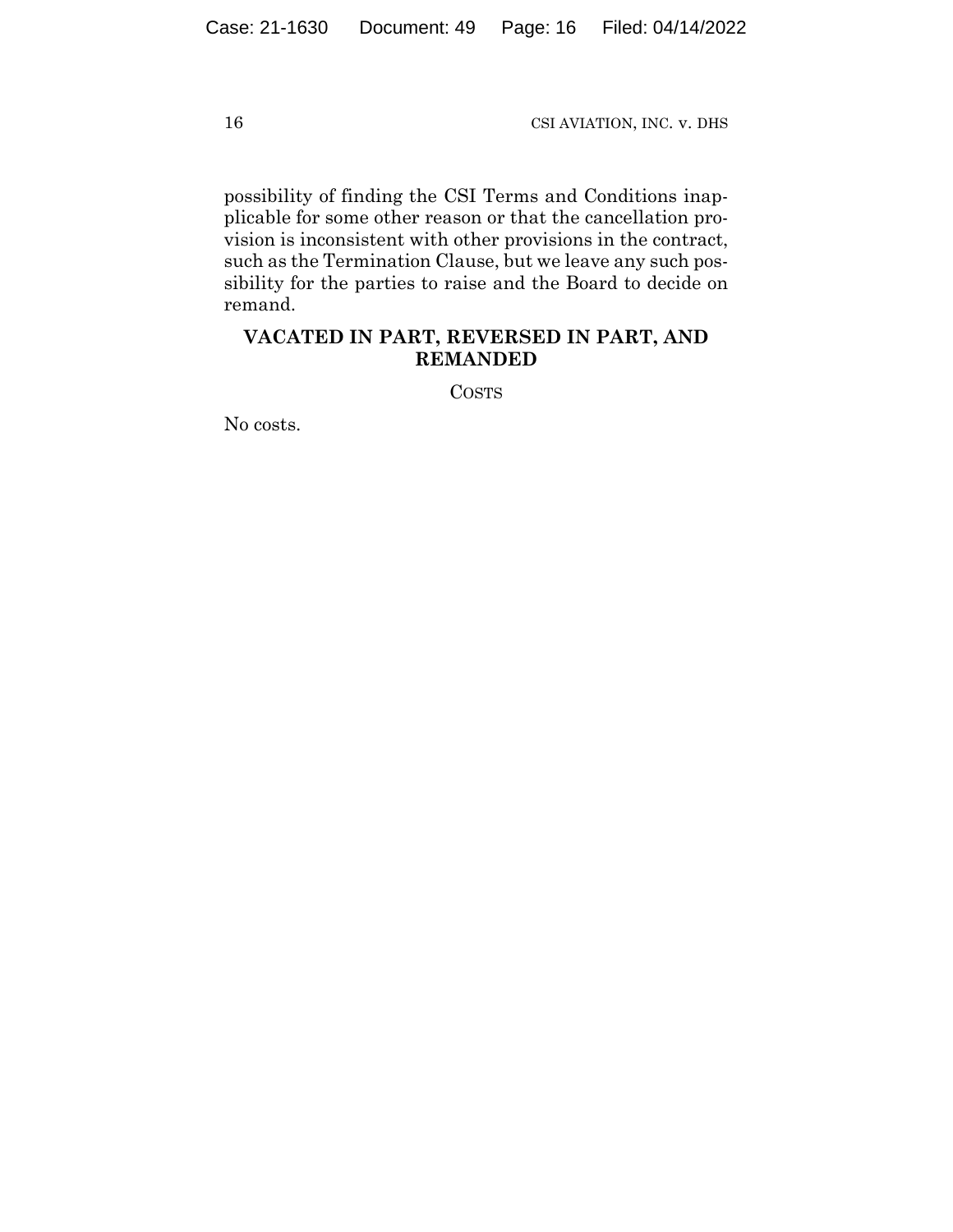possibility of finding the CSI Terms and Conditions inapplicable for some other reason or that the cancellation provision is inconsistent with other provisions in the contract, such as the Termination Clause, but we leave any such possibility for the parties to raise and the Board to decide on remand.

**VACATED IN PART, REVERSED IN PART, AND REMANDED**

COSTS

No costs.